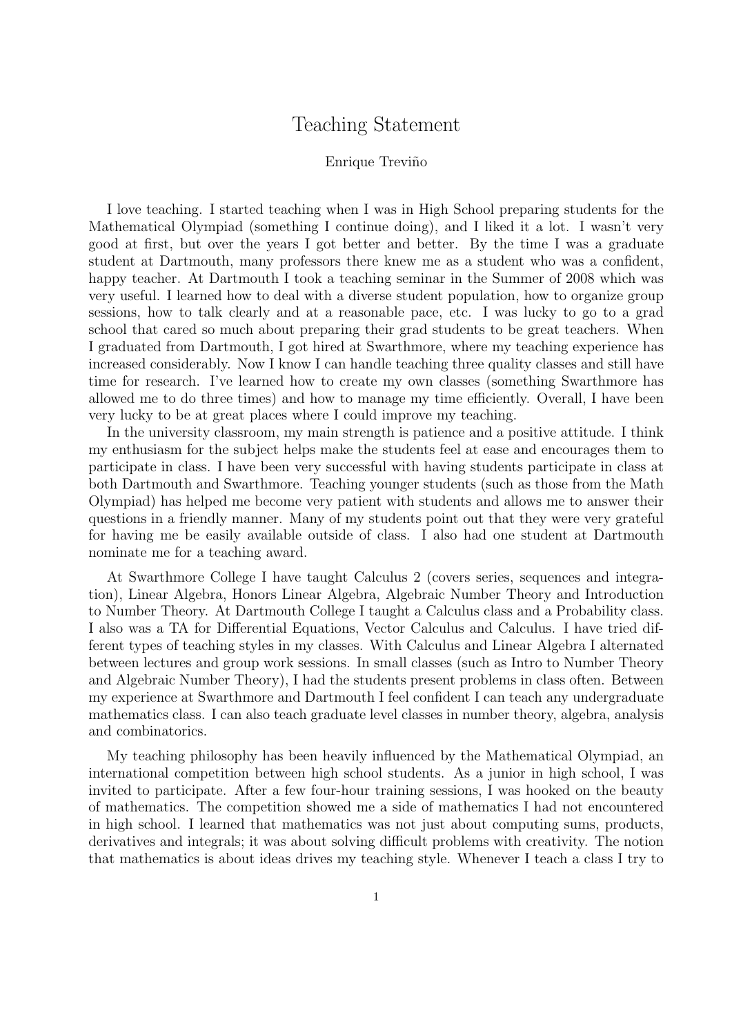# Teaching Statement

Enrique Treviño

I love teaching. I started teaching when I was in High School preparing students for the Mathematical Olympiad (something I continue doing), and I liked it a lot. I wasn't very good at first, but over the years I got better and better. By the time I was a graduate student at Dartmouth, many professors there knew me as a student who was a confident, happy teacher. At Dartmouth I took a teaching seminar in the Summer of 2008 which was very useful. I learned how to deal with a diverse student population, how to organize group sessions, how to talk clearly and at a reasonable pace, etc. I was lucky to go to a grad school that cared so much about preparing their grad students to be great teachers. When I graduated from Dartmouth, I got hired at Swarthmore, where my teaching experience has increased considerably. Now I know I can handle teaching three quality classes and still have time for research. I've learned how to create my own classes (something Swarthmore has allowed me to do three times) and how to manage my time efficiently. Overall, I have been very lucky to be at great places where I could improve my teaching.

In the university classroom, my main strength is patience and a positive attitude. I think my enthusiasm for the subject helps make the students feel at ease and encourages them to participate in class. I have been very successful with having students participate in class at both Dartmouth and Swarthmore. Teaching younger students (such as those from the Math Olympiad) has helped me become very patient with students and allows me to answer their questions in a friendly manner. Many of my students point out that they were very grateful for having me be easily available outside of class. I also had one student at Dartmouth nominate me for a teaching award.

At Swarthmore College I have taught Calculus 2 (covers series, sequences and integration), Linear Algebra, Honors Linear Algebra, Algebraic Number Theory and Introduction to Number Theory. At Dartmouth College I taught a Calculus class and a Probability class. I also was a TA for Differential Equations, Vector Calculus and Calculus. I have tried different types of teaching styles in my classes. With Calculus and Linear Algebra I alternated between lectures and group work sessions. In small classes (such as Intro to Number Theory and Algebraic Number Theory), I had the students present problems in class often. Between my experience at Swarthmore and Dartmouth I feel confident I can teach any undergraduate mathematics class. I can also teach graduate level classes in number theory, algebra, analysis and combinatorics.

My teaching philosophy has been heavily influenced by the Mathematical Olympiad, an international competition between high school students. As a junior in high school, I was invited to participate. After a few four-hour training sessions, I was hooked on the beauty of mathematics. The competition showed me a side of mathematics I had not encountered in high school. I learned that mathematics was not just about computing sums, products, derivatives and integrals; it was about solving difficult problems with creativity. The notion that mathematics is about ideas drives my teaching style. Whenever I teach a class I try to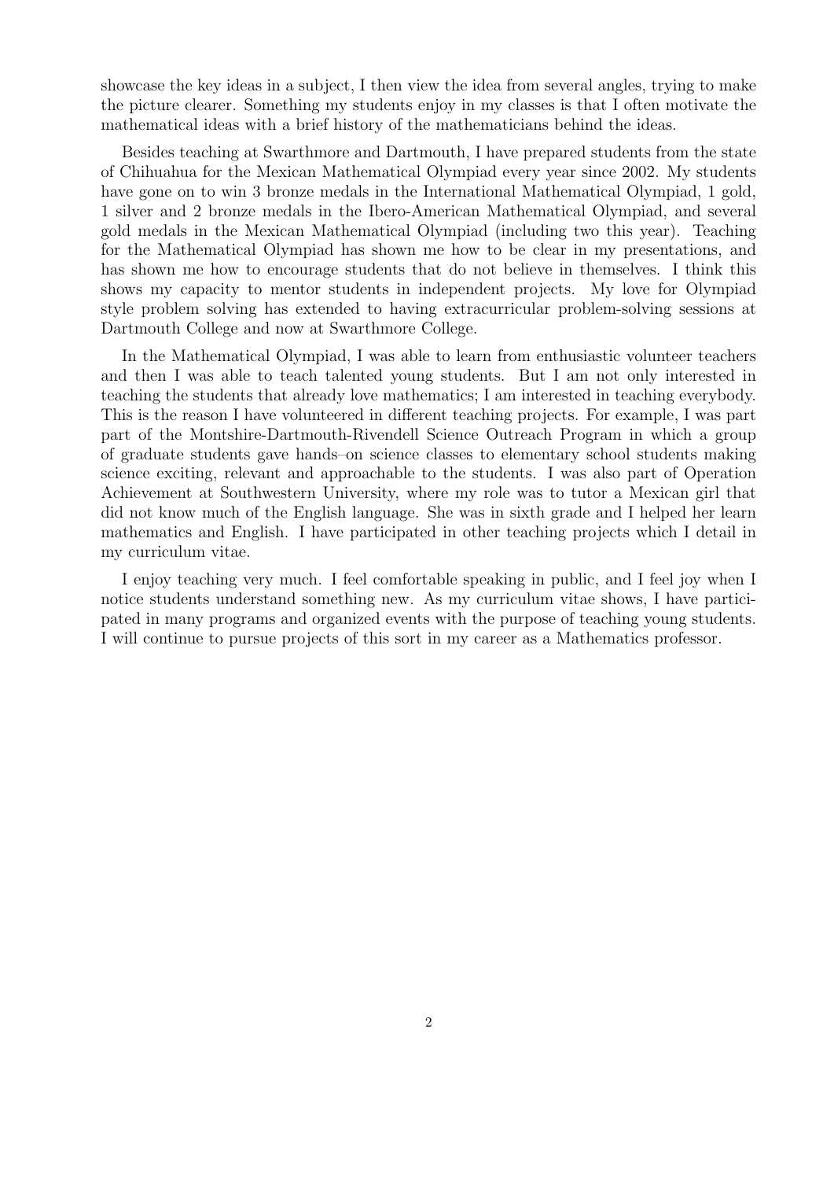showcase the key ideas in a subject, I then view the idea from several angles, trying to make the picture clearer. Something my students enjoy in my classes is that I often motivate the mathematical ideas with a brief history of the mathematicians behind the ideas.

Besides teaching at Swarthmore and Dartmouth, I have prepared students from the state of Chihuahua for the Mexican Mathematical Olympiad every year since 2002. My students have gone on to win 3 bronze medals in the International Mathematical Olympiad, 1 gold, 1 silver and 2 bronze medals in the Ibero-American Mathematical Olympiad, and several gold medals in the Mexican Mathematical Olympiad (including two this year). Teaching for the Mathematical Olympiad has shown me how to be clear in my presentations, and has shown me how to encourage students that do not believe in themselves. I think this shows my capacity to mentor students in independent projects. My love for Olympiad style problem solving has extended to having extracurricular problem-solving sessions at Dartmouth College and now at Swarthmore College.

In the Mathematical Olympiad, I was able to learn from enthusiastic volunteer teachers and then I was able to teach talented young students. But I am not only interested in teaching the students that already love mathematics; I am interested in teaching everybody. This is the reason I have volunteered in different teaching projects. For example, I was part part of the Montshire-Dartmouth-Rivendell Science Outreach Program in which a group of graduate students gave hands–on science classes to elementary school students making science exciting, relevant and approachable to the students. I was also part of Operation Achievement at Southwestern University, where my role was to tutor a Mexican girl that did not know much of the English language. She was in sixth grade and I helped her learn mathematics and English. I have participated in other teaching projects which I detail in my curriculum vitae.

I enjoy teaching very much. I feel comfortable speaking in public, and I feel joy when I notice students understand something new. As my curriculum vitae shows, I have participated in many programs and organized events with the purpose of teaching young students. I will continue to pursue projects of this sort in my career as a Mathematics professor.